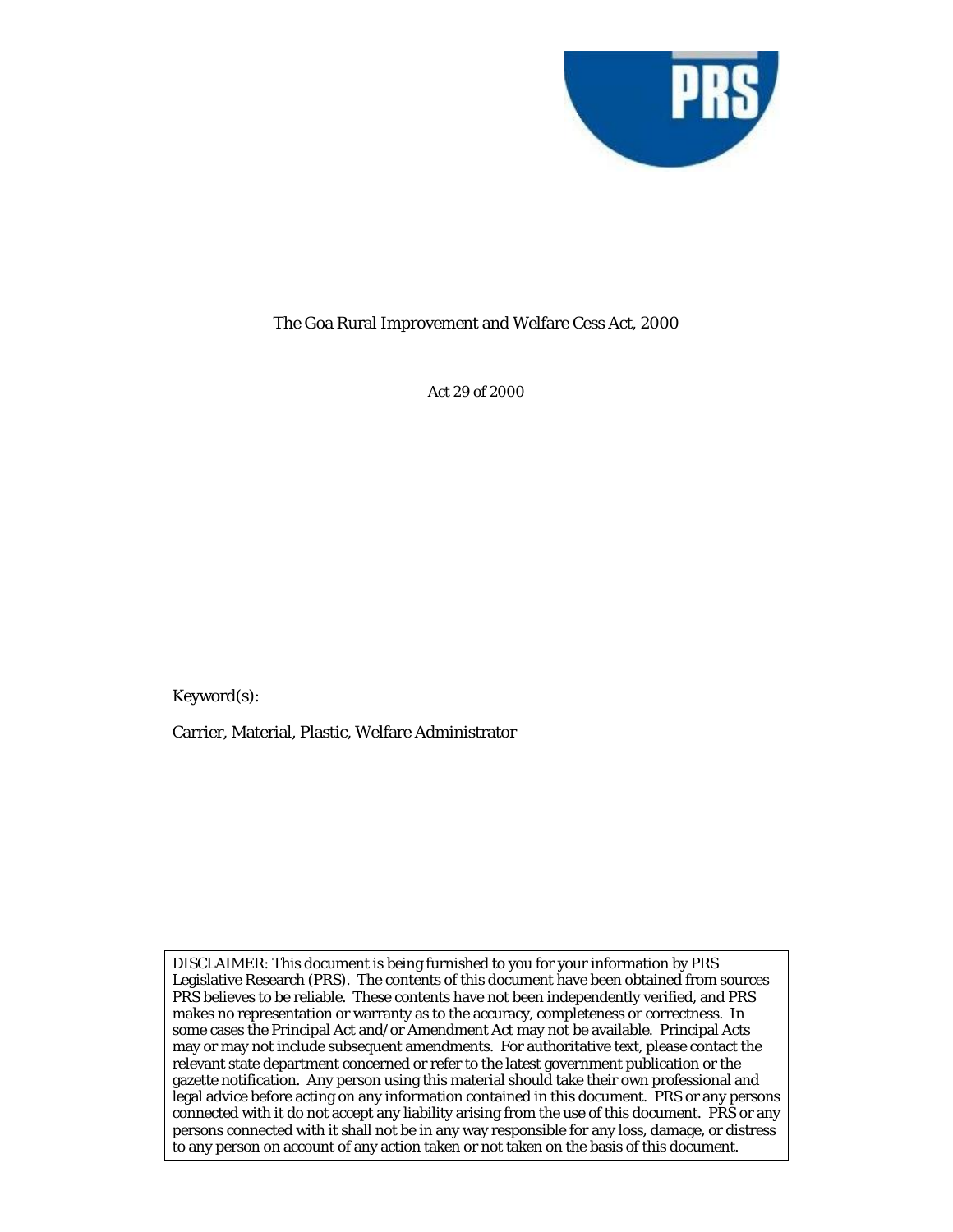# The Goa Rural Improvement and Welfare Cess Act, 2000

Act 29 of 2000

Keyword(s):

Carrier, Material, Plastic, Welfare Administrator

DISCLAIMER: This document is being furnished to you for your information by PRS Legislative Research (PRS). The contents of this document have been obtained from sources PRS believes to be reliable. These contents have not been independently verified, and PRS makes no representation or warranty as to the accuracy, completeness or correctness. In some cases the Principal Act and/or Amendment Act may not be available. Principal Acts may or may not include subsequent amendments. For authoritative text, please contact the relevant state department concerned or refer to the latest government publication or the gazette notification. Any person using this material should take their own professional and legal advice before acting on any information contained in this document. PRS or any persons connected with it do not accept any liability arising from the use of this document. PRS or any persons connected with it shall not be in any way responsible for any loss, damage, or distress to any person on account of any action taken or not taken on the basis of this document.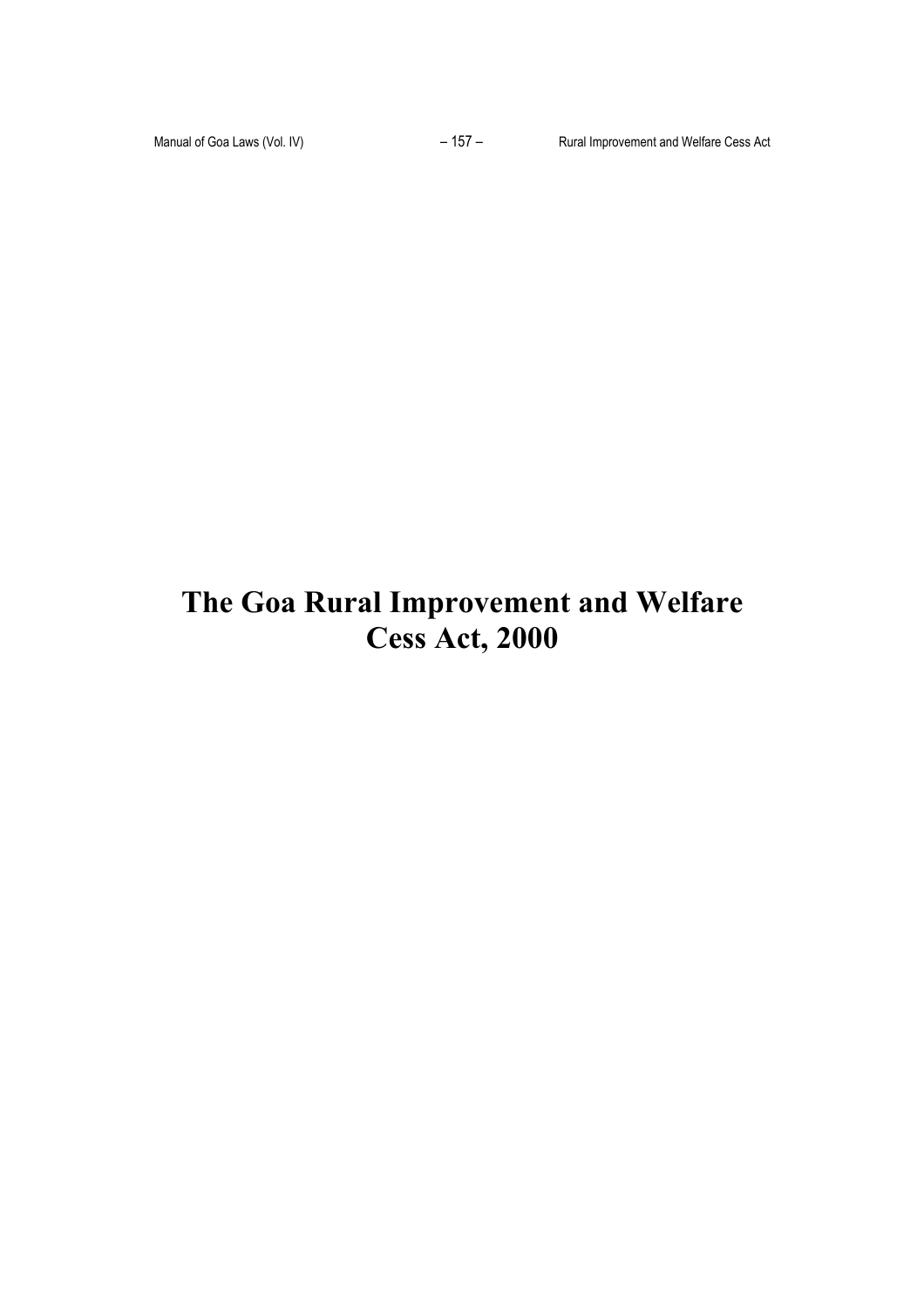# The Goa Rural Improvement and Welfare Cess Act, 2000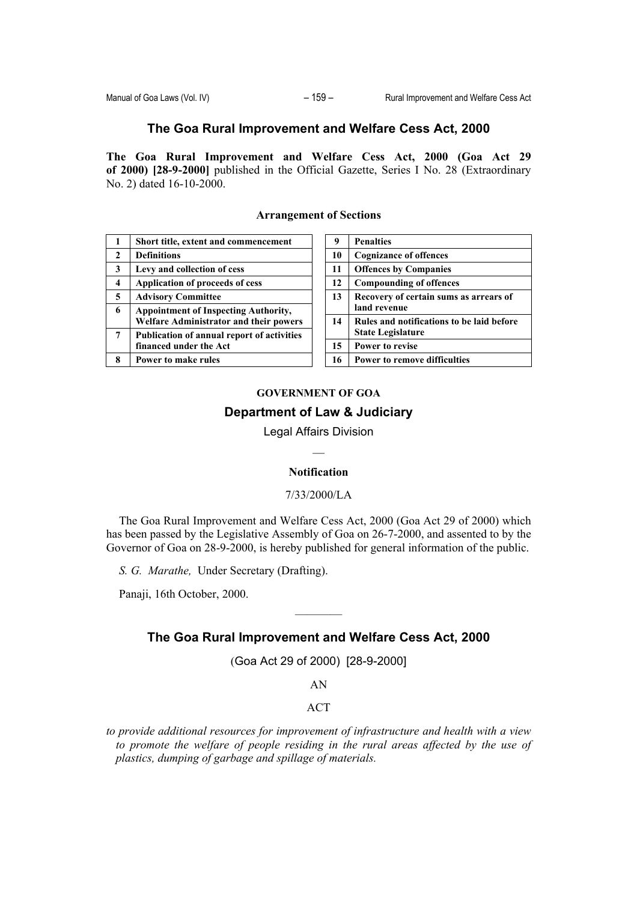# The Goa Rural Improvement and Welfare Cess Act, 2000

**The Goa Rural Improvement and Welfare Cess Act, 2000 (Goa Act 29 of 2000) [28-9-2000]** published in the Official Gazette, Series I No. 28 (Extraordinary No. 2) dated 16-10-2000.

### Arrangement of Sections

| | |
|---|---|
| **1** | **Short title, extent and commencement** |
| **2** | **Definitions** |
| **3** | **Levy and collection of cess** |
| **4** | **Application of proceeds of cess** |
| **5** | **Advisory Committee** |
| **6** | **Appointment of Inspecting Authority, Welfare Administrator and their powers** |
| **7** | **Publication of annual report of activities financed under the Act** |
| **8** | **Power to make rules** |
| **9** | **Penalties** |
| **10** | **Cognizance of offences** |
| **11** | **Offences by Companies** |
| **12** | **Compounding of offences** |
| **13** | **Recovery of certain sums as arrears of land revenue** |
| **14** | **Rules and notifications to be laid before State Legislature** |
| **15** | **Power to revise** |
| **16** | **Power to remove difficulties** |

**GOVERNMENT OF GOA**

**Department of Law & Judiciary**

Legal Affairs Division

—

**Notification**

7/33/2000/LA

The Goa Rural Improvement and Welfare Cess Act, 2000 (Goa Act 29 of 2000) which has been passed by the Legislative Assembly of Goa on 26-7-2000, and assented to by the Governor of Goa on 28-9-2000, is hereby published for general information of the public.

*S. G. Marathe,* Under Secretary (Drafting).

Panaji, 16th October, 2000.

---

## The Goa Rural Improvement and Welfare Cess Act, 2000

(Goa Act 29 of 2000) [28-9-2000]

AN

ACT

*to provide additional resources for improvement of infrastructure and health with a view to promote the welfare of people residing in the rural areas affected by the use of plastics, dumping of garbage and spillage of materials.*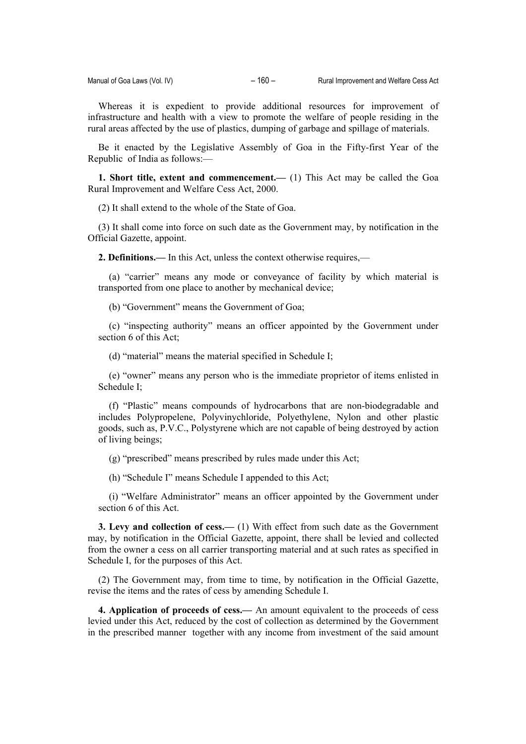Whereas it is expedient to provide additional resources for improvement of infrastructure and health with a view to promote the welfare of people residing in the rural areas affected by the use of plastics, dumping of garbage and spillage of materials.

Be it enacted by the Legislative Assembly of Goa in the Fifty-first Year of the Republic of India as follows:—

**1. Short title, extent and commencement.—** (1) This Act may be called the Goa Rural Improvement and Welfare Cess Act, 2000.

(2) It shall extend to the whole of the State of Goa.

(3) It shall come into force on such date as the Government may, by notification in the Official Gazette, appoint.

**2. Definitions.—** In this Act, unless the context otherwise requires,—

(a) "carrier" means any mode or conveyance of facility by which material is transported from one place to another by mechanical device;

(b) "Government" means the Government of Goa;

(c) "inspecting authority" means an officer appointed by the Government under section 6 of this Act;

(d) "material" means the material specified in Schedule I;

(e) "owner" means any person who is the immediate proprietor of items enlisted in Schedule I;

(f) "Plastic" means compounds of hydrocarbons that are non-biodegradable and includes Polypropelene, Polyvinychloride, Polyethylene, Nylon and other plastic goods, such as, P.V.C., Polystyrene which are not capable of being destroyed by action of living beings;

(g) "prescribed" means prescribed by rules made under this Act;

(h) "Schedule I" means Schedule I appended to this Act;

(i) "Welfare Administrator" means an officer appointed by the Government under section 6 of this Act.

**3. Levy and collection of cess.—** (1) With effect from such date as the Government may, by notification in the Official Gazette, appoint, there shall be levied and collected from the owner a cess on all carrier transporting material and at such rates as specified in Schedule I, for the purposes of this Act.

(2) The Government may, from time to time, by notification in the Official Gazette, revise the items and the rates of cess by amending Schedule I.

**4. Application of proceeds of cess.—** An amount equivalent to the proceeds of cess levied under this Act, reduced by the cost of collection as determined by the Government in the prescribed manner together with any income from investment of the said amount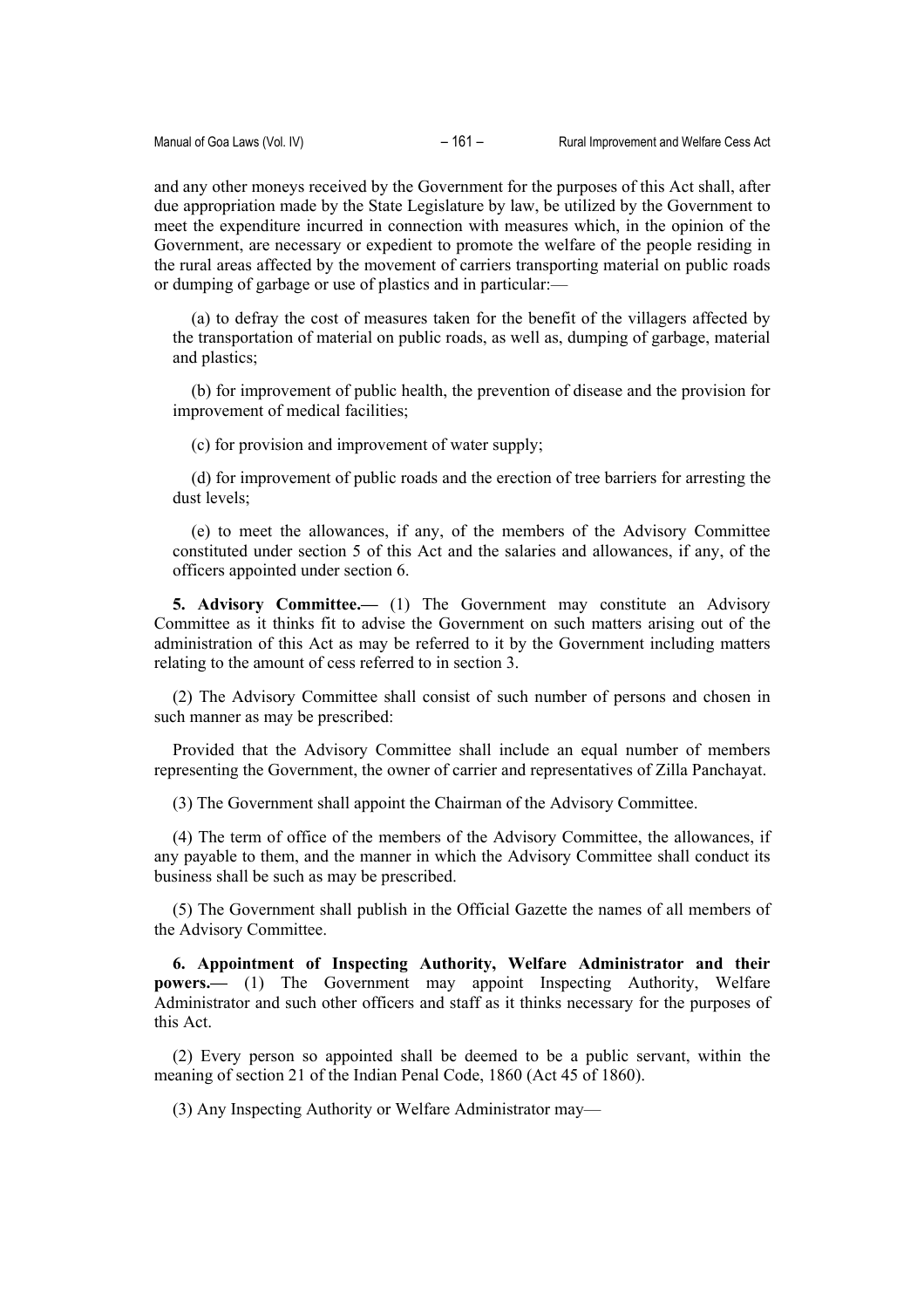and any other moneys received by the Government for the purposes of this Act shall, after due appropriation made by the State Legislature by law, be utilized by the Government to meet the expenditure incurred in connection with measures which, in the opinion of the Government, are necessary or expedient to promote the welfare of the people residing in the rural areas affected by the movement of carriers transporting material on public roads or dumping of garbage or use of plastics and in particular:—

(a) to defray the cost of measures taken for the benefit of the villagers affected by the transportation of material on public roads, as well as, dumping of garbage, material and plastics;

(b) for improvement of public health, the prevention of disease and the provision for improvement of medical facilities;

(c) for provision and improvement of water supply;

(d) for improvement of public roads and the erection of tree barriers for arresting the dust levels;

(e) to meet the allowances, if any, of the members of the Advisory Committee constituted under section 5 of this Act and the salaries and allowances, if any, of the officers appointed under section 6.

**5. Advisory Committee.—** (1) The Government may constitute an Advisory Committee as it thinks fit to advise the Government on such matters arising out of the administration of this Act as may be referred to it by the Government including matters relating to the amount of cess referred to in section 3.

(2) The Advisory Committee shall consist of such number of persons and chosen in such manner as may be prescribed:

Provided that the Advisory Committee shall include an equal number of members representing the Government, the owner of carrier and representatives of Zilla Panchayat.

(3) The Government shall appoint the Chairman of the Advisory Committee.

(4) The term of office of the members of the Advisory Committee, the allowances, if any payable to them, and the manner in which the Advisory Committee shall conduct its business shall be such as may be prescribed.

(5) The Government shall publish in the Official Gazette the names of all members of the Advisory Committee.

**6. Appointment of Inspecting Authority, Welfare Administrator and their powers.—** (1) The Government may appoint Inspecting Authority, Welfare Administrator and such other officers and staff as it thinks necessary for the purposes of this Act.

(2) Every person so appointed shall be deemed to be a public servant, within the meaning of section 21 of the Indian Penal Code, 1860 (Act 45 of 1860).

(3) Any Inspecting Authority or Welfare Administrator may—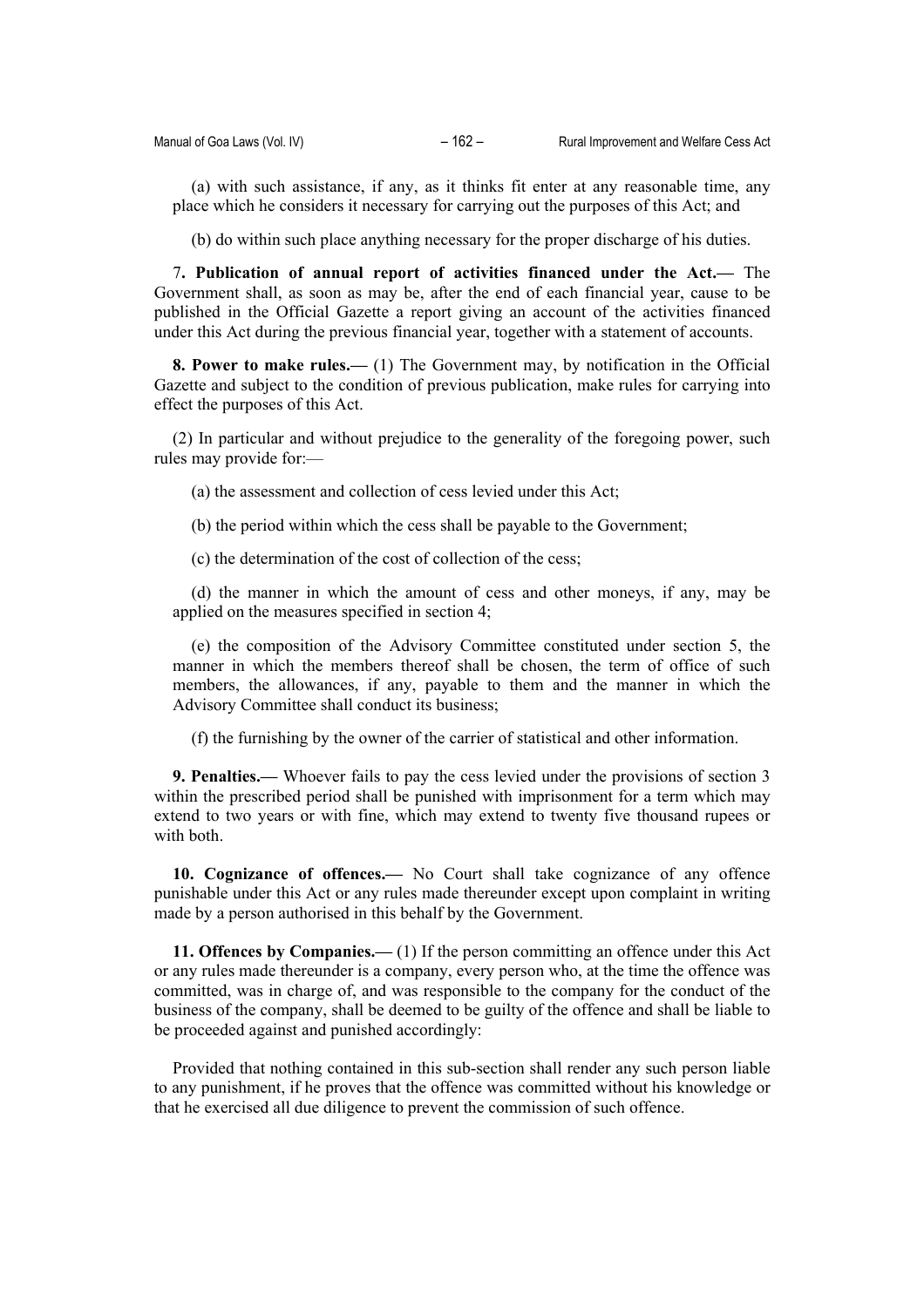(a) with such assistance, if any, as it thinks fit enter at any reasonable time, any place which he considers it necessary for carrying out the purposes of this Act; and

(b) do within such place anything necessary for the proper discharge of his duties.

7**. Publication of annual report of activities financed under the Act.—** The Government shall, as soon as may be, after the end of each financial year, cause to be published in the Official Gazette a report giving an account of the activities financed under this Act during the previous financial year, together with a statement of accounts.

**8. Power to make rules.—** (1) The Government may, by notification in the Official Gazette and subject to the condition of previous publication, make rules for carrying into effect the purposes of this Act.

(2) In particular and without prejudice to the generality of the foregoing power, such rules may provide for:—

(a) the assessment and collection of cess levied under this Act;

(b) the period within which the cess shall be payable to the Government;

(c) the determination of the cost of collection of the cess;

(d) the manner in which the amount of cess and other moneys, if any, may be applied on the measures specified in section 4;

(e) the composition of the Advisory Committee constituted under section 5, the manner in which the members thereof shall be chosen, the term of office of such members, the allowances, if any, payable to them and the manner in which the Advisory Committee shall conduct its business;

(f) the furnishing by the owner of the carrier of statistical and other information.

**9. Penalties.—** Whoever fails to pay the cess levied under the provisions of section 3 within the prescribed period shall be punished with imprisonment for a term which may extend to two years or with fine, which may extend to twenty five thousand rupees or with both.

**10. Cognizance of offences.—** No Court shall take cognizance of any offence punishable under this Act or any rules made thereunder except upon complaint in writing made by a person authorised in this behalf by the Government.

**11. Offences by Companies.—** (1) If the person committing an offence under this Act or any rules made thereunder is a company, every person who, at the time the offence was committed, was in charge of, and was responsible to the company for the conduct of the business of the company, shall be deemed to be guilty of the offence and shall be liable to be proceeded against and punished accordingly:

Provided that nothing contained in this sub-section shall render any such person liable to any punishment, if he proves that the offence was committed without his knowledge or that he exercised all due diligence to prevent the commission of such offence.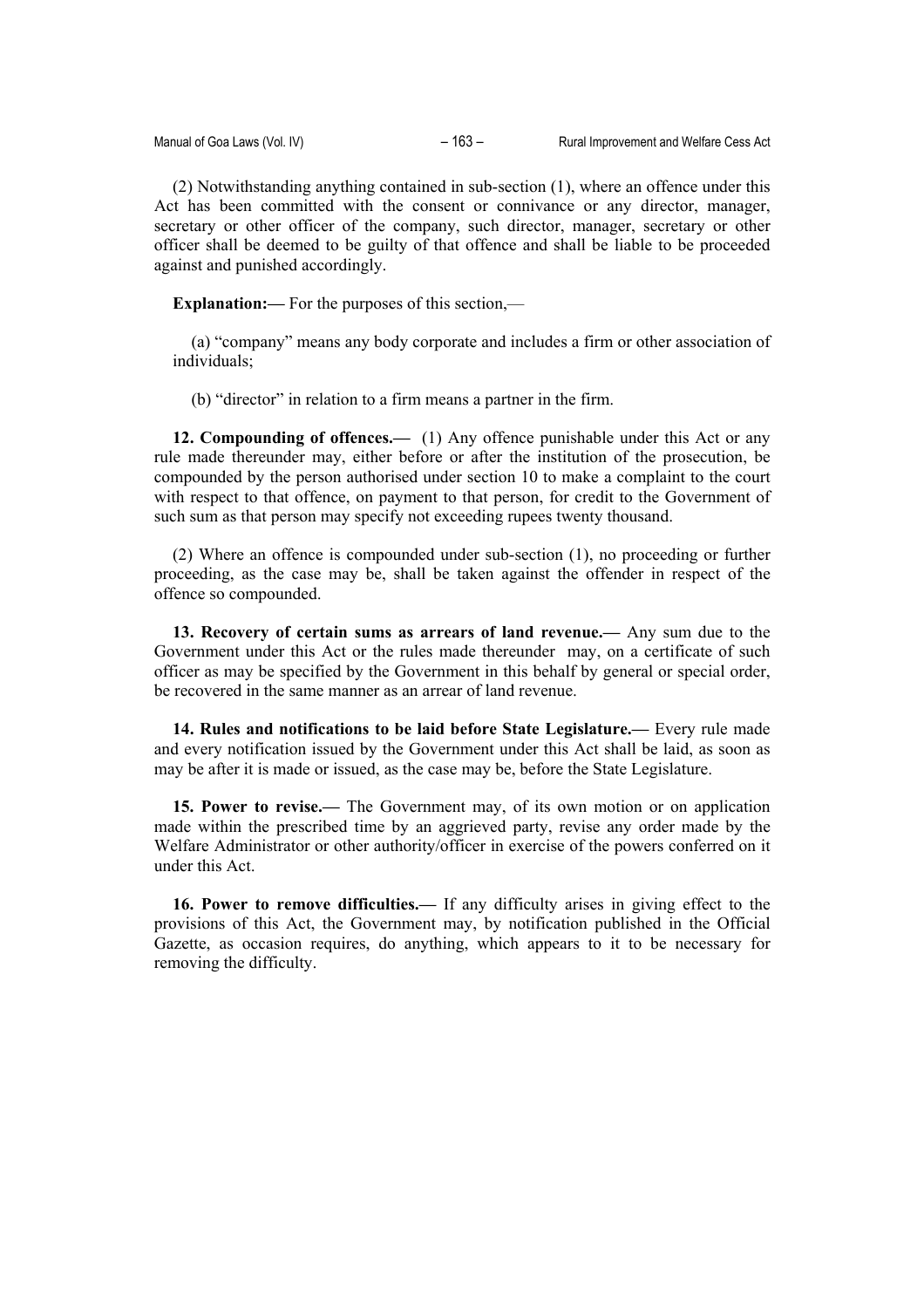(2) Notwithstanding anything contained in sub-section (1), where an offence under this Act has been committed with the consent or connivance or any director, manager, secretary or other officer of the company, such director, manager, secretary or other officer shall be deemed to be guilty of that offence and shall be liable to be proceeded against and punished accordingly.

**Explanation:—** For the purposes of this section,—

(a) "company" means any body corporate and includes a firm or other association of individuals;

(b) "director" in relation to a firm means a partner in the firm.

**12. Compounding of offences.—** (1) Any offence punishable under this Act or any rule made thereunder may, either before or after the institution of the prosecution, be compounded by the person authorised under section 10 to make a complaint to the court with respect to that offence, on payment to that person, for credit to the Government of such sum as that person may specify not exceeding rupees twenty thousand.

(2) Where an offence is compounded under sub-section (1), no proceeding or further proceeding, as the case may be, shall be taken against the offender in respect of the offence so compounded.

**13. Recovery of certain sums as arrears of land revenue.—** Any sum due to the Government under this Act or the rules made thereunder may, on a certificate of such officer as may be specified by the Government in this behalf by general or special order, be recovered in the same manner as an arrear of land revenue.

**14. Rules and notifications to be laid before State Legislature.—** Every rule made and every notification issued by the Government under this Act shall be laid, as soon as may be after it is made or issued, as the case may be, before the State Legislature.

**15. Power to revise.—** The Government may, of its own motion or on application made within the prescribed time by an aggrieved party, revise any order made by the Welfare Administrator or other authority/officer in exercise of the powers conferred on it under this Act.

**16. Power to remove difficulties.—** If any difficulty arises in giving effect to the provisions of this Act, the Government may, by notification published in the Official Gazette, as occasion requires, do anything, which appears to it to be necessary for removing the difficulty.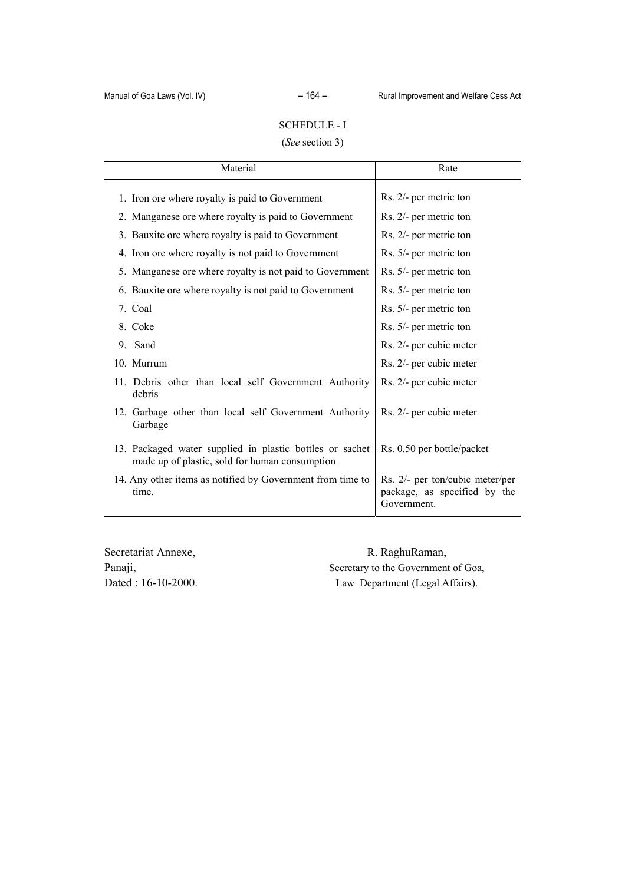## SCHEDULE - I

(*See* section 3)

| Material | Rate |
|---|---|
| 1. Iron ore where royalty is paid to Government | Rs. 2/- per metric ton |
| 2. Manganese ore where royalty is paid to Government | Rs. 2/- per metric ton |
| 3. Bauxite ore where royalty is paid to Government | Rs. 2/- per metric ton |
| 4. Iron ore where royalty is not paid to Government | Rs. 5/- per metric ton |
| 5. Manganese ore where royalty is not paid to Government | Rs. 5/- per metric ton |
| 6. Bauxite ore where royalty is not paid to Government | Rs. 5/- per metric ton |
| 7. Coal | Rs. 5/- per metric ton |
| 8. Coke | Rs. 5/- per metric ton |
| 9. Sand | Rs. 2/- per cubic meter |
| 10. Murrum | Rs. 2/- per cubic meter |
| 11. Debris other than local self Government Authority debris | Rs. 2/- per cubic meter |
| 12. Garbage other than local self Government Authority Garbage | Rs. 2/- per cubic meter |
| 13. Packaged water supplied in plastic bottles or sachet made up of plastic, sold for human consumption | Rs. 0.50 per bottle/packet |
| 14. Any other items as notified by Government from time to time. | Rs. 2/- per ton/cubic meter/per package, as specified by the Government. |

Secretariat Annexe,
Panaji,
Dated : 16-10-2000.

R. RaghuRaman,
Secretary to the Government of Goa,
Law Department (Legal Affairs).